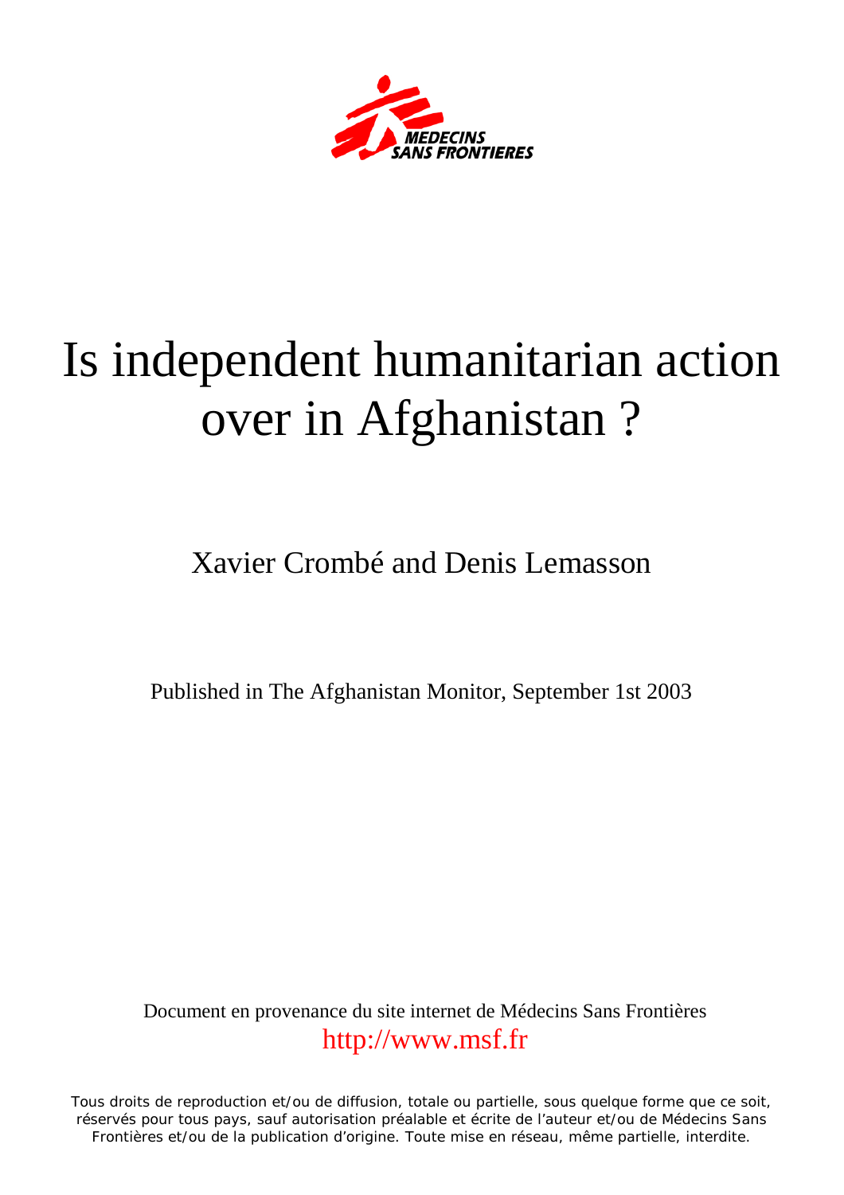MEDECINS SANS FRONTIERES

# Is independent humanitarian action over in Afghanistan ?

Xavier Crombé and Denis Lemasson

Published in The Afghanistan Monitor, September 1st 2003

Document en provenance du site internet de Médecins Sans Frontières
http://www.msf.fr

Tous droits de reproduction et/ou de diffusion, totale ou partielle, sous quelque forme que ce soit, réservés pour tous pays, sauf autorisation préalable et écrite de l'auteur et/ou de Médecins Sans Frontières et/ou de la publication d'origine. Toute mise en réseau, même partielle, interdite.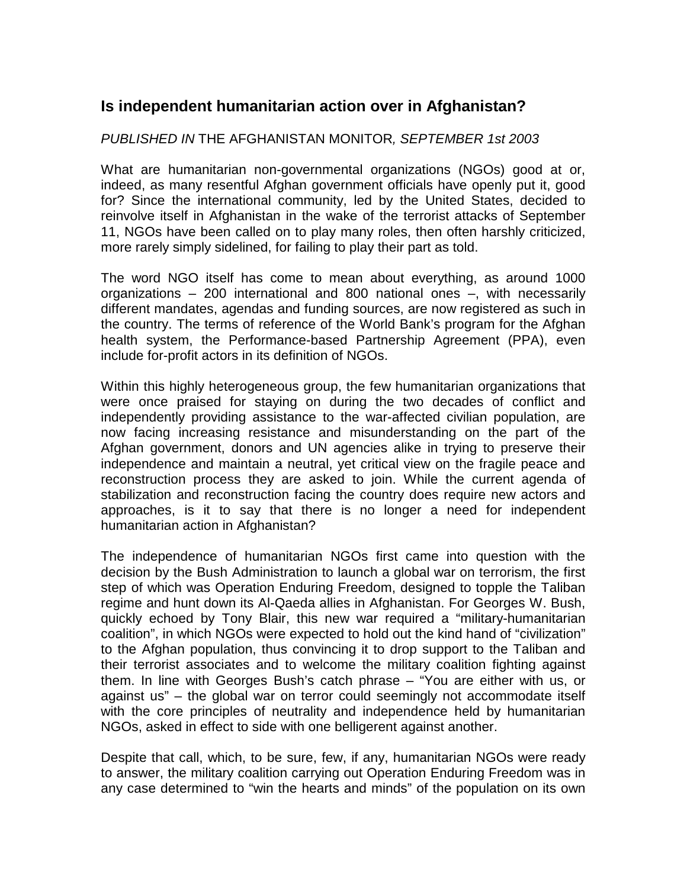## Is independent humanitarian action over in Afghanistan?

*PUBLISHED IN* THE AFGHANISTAN MONITOR*, SEPTEMBER 1st 2003*

What are humanitarian non-governmental organizations (NGOs) good at or, indeed, as many resentful Afghan government officials have openly put it, good for? Since the international community, led by the United States, decided to reinvolve itself in Afghanistan in the wake of the terrorist attacks of September 11, NGOs have been called on to play many roles, then often harshly criticized, more rarely simply sidelined, for failing to play their part as told.

The word NGO itself has come to mean about everything, as around 1000 organizations – 200 international and 800 national ones –, with necessarily different mandates, agendas and funding sources, are now registered as such in the country. The terms of reference of the World Bank's program for the Afghan health system, the Performance-based Partnership Agreement (PPA), even include for-profit actors in its definition of NGOs.

Within this highly heterogeneous group, the few humanitarian organizations that were once praised for staying on during the two decades of conflict and independently providing assistance to the war-affected civilian population, are now facing increasing resistance and misunderstanding on the part of the Afghan government, donors and UN agencies alike in trying to preserve their independence and maintain a neutral, yet critical view on the fragile peace and reconstruction process they are asked to join. While the current agenda of stabilization and reconstruction facing the country does require new actors and approaches, is it to say that there is no longer a need for independent humanitarian action in Afghanistan?

The independence of humanitarian NGOs first came into question with the decision by the Bush Administration to launch a global war on terrorism, the first step of which was Operation Enduring Freedom, designed to topple the Taliban regime and hunt down its Al-Qaeda allies in Afghanistan. For Georges W. Bush, quickly echoed by Tony Blair, this new war required a "military-humanitarian coalition", in which NGOs were expected to hold out the kind hand of "civilization" to the Afghan population, thus convincing it to drop support to the Taliban and their terrorist associates and to welcome the military coalition fighting against them. In line with Georges Bush's catch phrase – "You are either with us, or against us" – the global war on terror could seemingly not accommodate itself with the core principles of neutrality and independence held by humanitarian NGOs, asked in effect to side with one belligerent against another.

Despite that call, which, to be sure, few, if any, humanitarian NGOs were ready to answer, the military coalition carrying out Operation Enduring Freedom was in any case determined to "win the hearts and minds" of the population on its own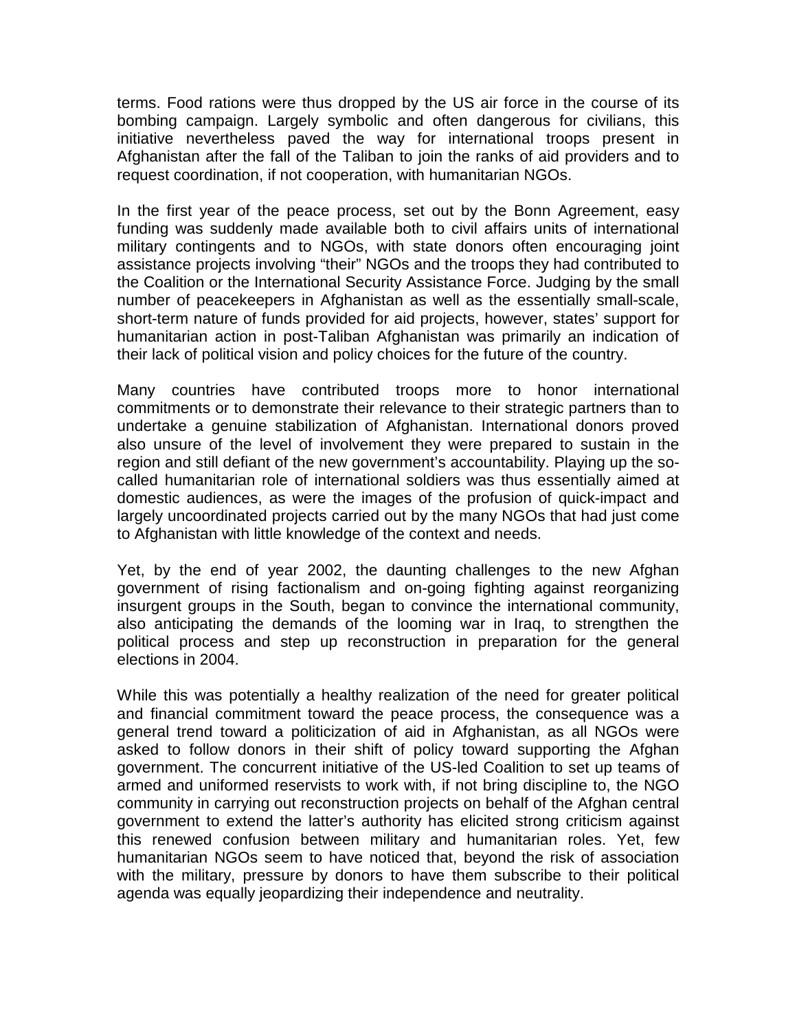terms. Food rations were thus dropped by the US air force in the course of its bombing campaign. Largely symbolic and often dangerous for civilians, this initiative nevertheless paved the way for international troops present in Afghanistan after the fall of the Taliban to join the ranks of aid providers and to request coordination, if not cooperation, with humanitarian NGOs.

In the first year of the peace process, set out by the Bonn Agreement, easy funding was suddenly made available both to civil affairs units of international military contingents and to NGOs, with state donors often encouraging joint assistance projects involving "their" NGOs and the troops they had contributed to the Coalition or the International Security Assistance Force. Judging by the small number of peacekeepers in Afghanistan as well as the essentially small-scale, short-term nature of funds provided for aid projects, however, states' support for humanitarian action in post-Taliban Afghanistan was primarily an indication of their lack of political vision and policy choices for the future of the country.

Many countries have contributed troops more to honor international commitments or to demonstrate their relevance to their strategic partners than to undertake a genuine stabilization of Afghanistan. International donors proved also unsure of the level of involvement they were prepared to sustain in the region and still defiant of the new government's accountability. Playing up the so-called humanitarian role of international soldiers was thus essentially aimed at domestic audiences, as were the images of the profusion of quick-impact and largely uncoordinated projects carried out by the many NGOs that had just come to Afghanistan with little knowledge of the context and needs.

Yet, by the end of year 2002, the daunting challenges to the new Afghan government of rising factionalism and on-going fighting against reorganizing insurgent groups in the South, began to convince the international community, also anticipating the demands of the looming war in Iraq, to strengthen the political process and step up reconstruction in preparation for the general elections in 2004.

While this was potentially a healthy realization of the need for greater political and financial commitment toward the peace process, the consequence was a general trend toward a politicization of aid in Afghanistan, as all NGOs were asked to follow donors in their shift of policy toward supporting the Afghan government. The concurrent initiative of the US-led Coalition to set up teams of armed and uniformed reservists to work with, if not bring discipline to, the NGO community in carrying out reconstruction projects on behalf of the Afghan central government to extend the latter's authority has elicited strong criticism against this renewed confusion between military and humanitarian roles. Yet, few humanitarian NGOs seem to have noticed that, beyond the risk of association with the military, pressure by donors to have them subscribe to their political agenda was equally jeopardizing their independence and neutrality.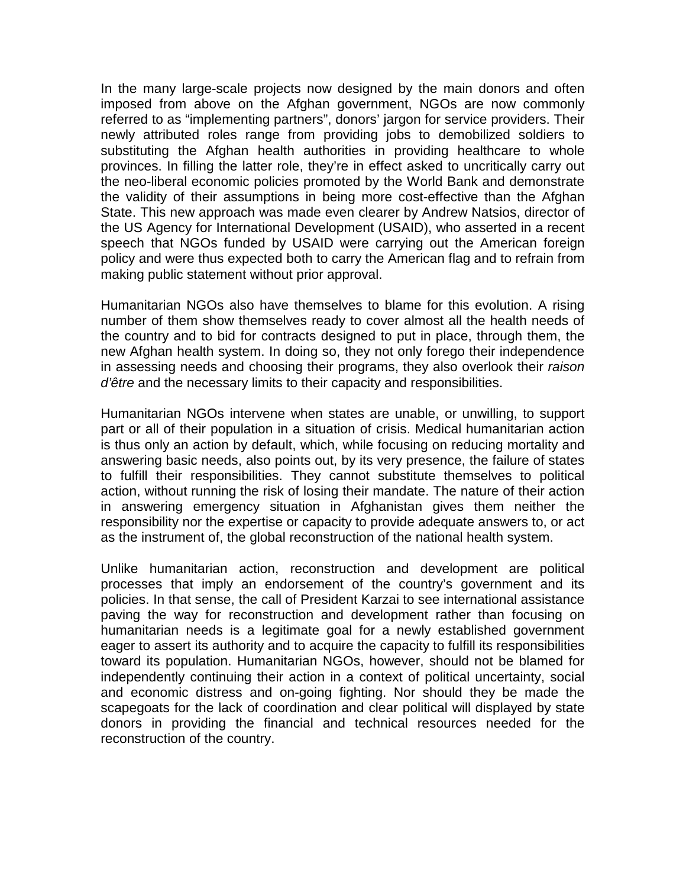In the many large-scale projects now designed by the main donors and often imposed from above on the Afghan government, NGOs are now commonly referred to as “implementing partners”, donors’ jargon for service providers. Their newly attributed roles range from providing jobs to demobilized soldiers to substituting the Afghan health authorities in providing healthcare to whole provinces. In filling the latter role, they’re in effect asked to uncritically carry out the neo-liberal economic policies promoted by the World Bank and demonstrate the validity of their assumptions in being more cost-effective than the Afghan State. This new approach was made even clearer by Andrew Natsios, director of the US Agency for International Development (USAID), who asserted in a recent speech that NGOs funded by USAID were carrying out the American foreign policy and were thus expected both to carry the American flag and to refrain from making public statement without prior approval.

Humanitarian NGOs also have themselves to blame for this evolution. A rising number of them show themselves ready to cover almost all the health needs of the country and to bid for contracts designed to put in place, through them, the new Afghan health system. In doing so, they not only forego their independence in assessing needs and choosing their programs, they also overlook their *raison d’être* and the necessary limits to their capacity and responsibilities.

Humanitarian NGOs intervene when states are unable, or unwilling, to support part or all of their population in a situation of crisis. Medical humanitarian action is thus only an action by default, which, while focusing on reducing mortality and answering basic needs, also points out, by its very presence, the failure of states to fulfill their responsibilities. They cannot substitute themselves to political action, without running the risk of losing their mandate. The nature of their action in answering emergency situation in Afghanistan gives them neither the responsibility nor the expertise or capacity to provide adequate answers to, or act as the instrument of, the global reconstruction of the national health system.

Unlike humanitarian action, reconstruction and development are political processes that imply an endorsement of the country’s government and its policies. In that sense, the call of President Karzai to see international assistance paving the way for reconstruction and development rather than focusing on humanitarian needs is a legitimate goal for a newly established government eager to assert its authority and to acquire the capacity to fulfill its responsibilities toward its population. Humanitarian NGOs, however, should not be blamed for independently continuing their action in a context of political uncertainty, social and economic distress and on-going fighting. Nor should they be made the scapegoats for the lack of coordination and clear political will displayed by state donors in providing the financial and technical resources needed for the reconstruction of the country.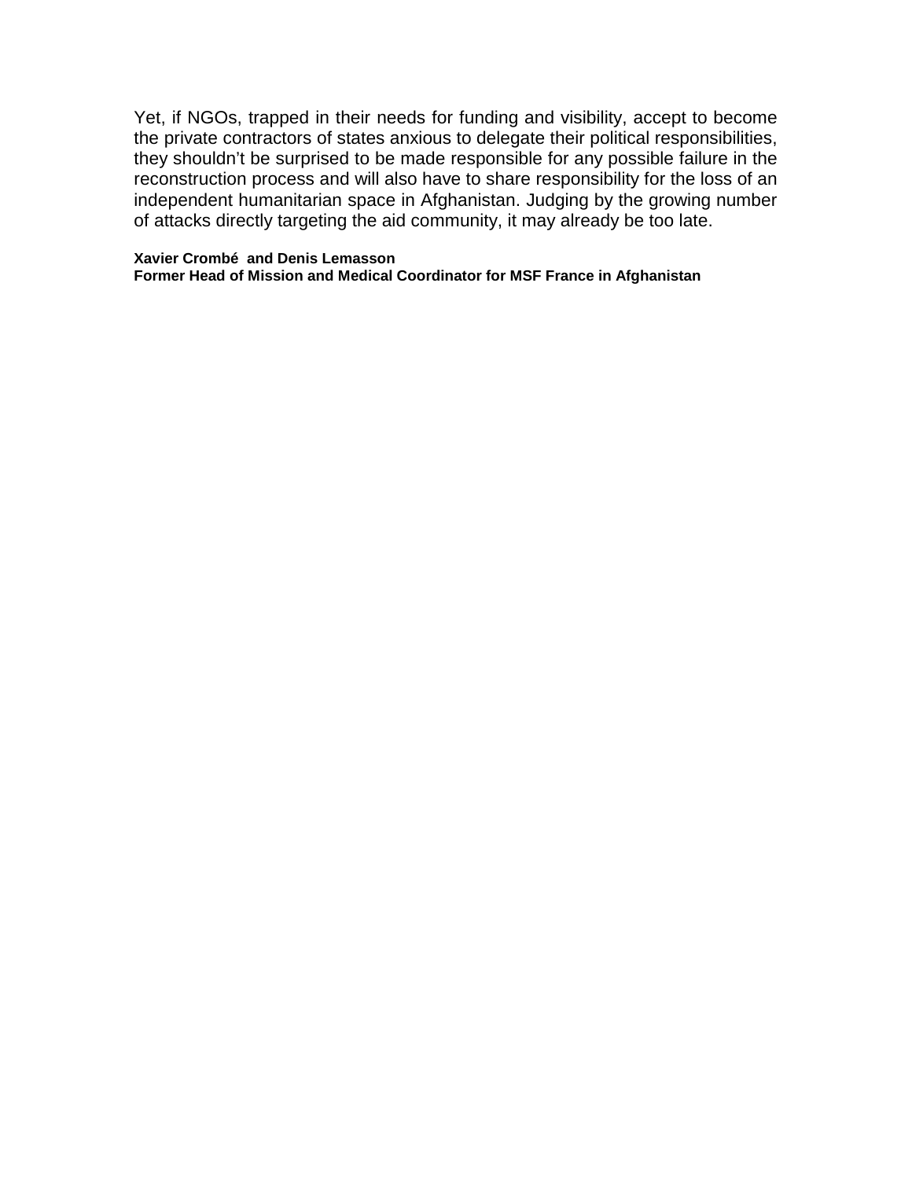Yet, if NGOs, trapped in their needs for funding and visibility, accept to become the private contractors of states anxious to delegate their political responsibilities, they shouldn't be surprised to be made responsible for any possible failure in the reconstruction process and will also have to share responsibility for the loss of an independent humanitarian space in Afghanistan. Judging by the growing number of attacks directly targeting the aid community, it may already be too late.

**Xavier Crombé and Denis Lemasson**
**Former Head of Mission and Medical Coordinator for MSF France in Afghanistan**